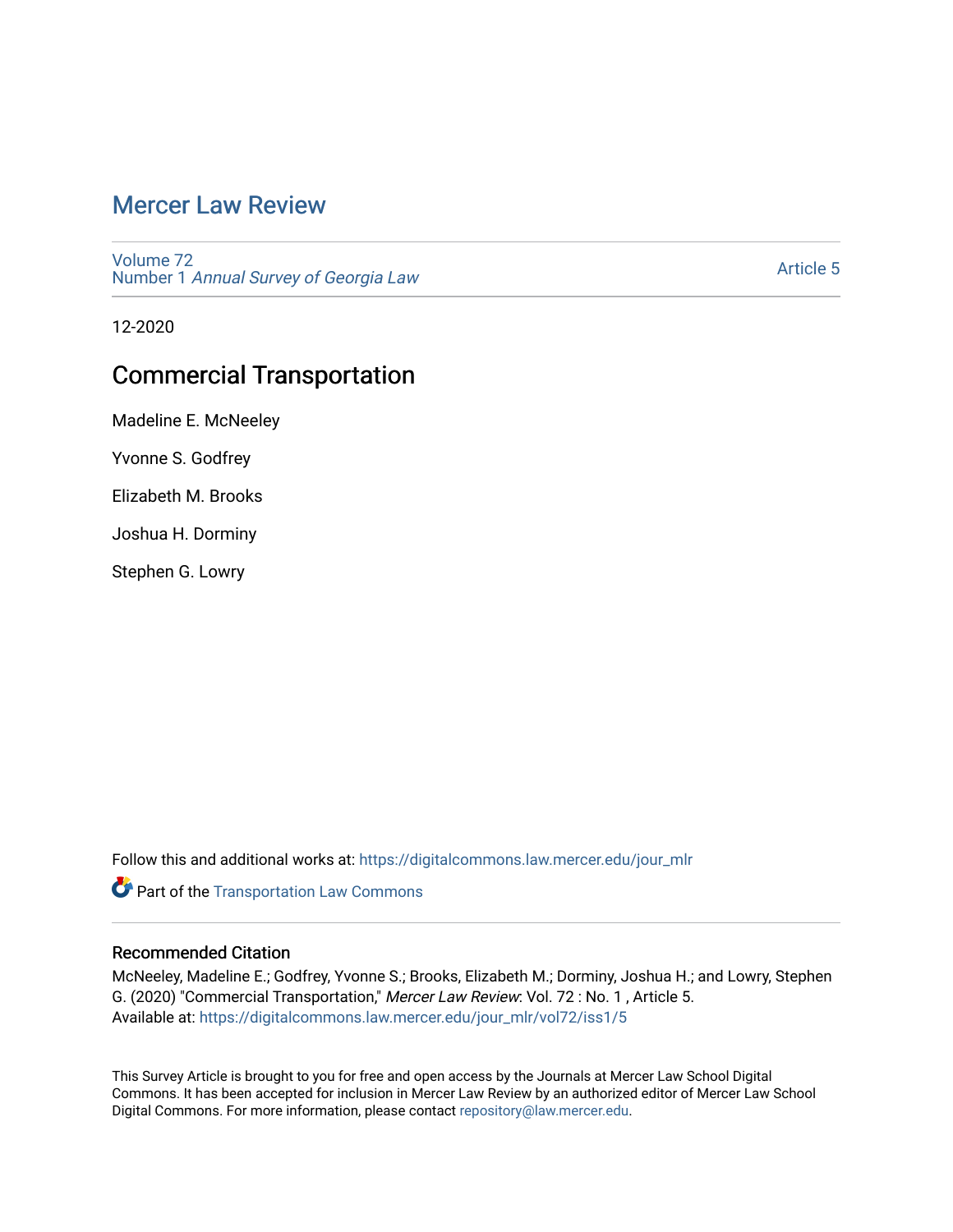# Mercer Law Review

Volume 72
Number 1 *Annual Survey of Georgia Law*

Article 5

12-2020

## Commercial Transportation

Madeline E. McNeeley

Yvonne S. Godfrey

Elizabeth M. Brooks

Joshua H. Dorminy

Stephen G. Lowry

Follow this and additional works at: https://digitalcommons.law.mercer.edu/jour_mlr

Part of the Transportation Law Commons

### Recommended Citation

McNeeley, Madeline E.; Godfrey, Yvonne S.; Brooks, Elizabeth M.; Dorminy, Joshua H.; and Lowry, Stephen G. (2020) "Commercial Transportation," *Mercer Law Review*: Vol. 72 : No. 1 , Article 5.
Available at: https://digitalcommons.law.mercer.edu/jour_mlr/vol72/iss1/5

This Survey Article is brought to you for free and open access by the Journals at Mercer Law School Digital Commons. It has been accepted for inclusion in Mercer Law Review by an authorized editor of Mercer Law School Digital Commons. For more information, please contact repository@law.mercer.edu.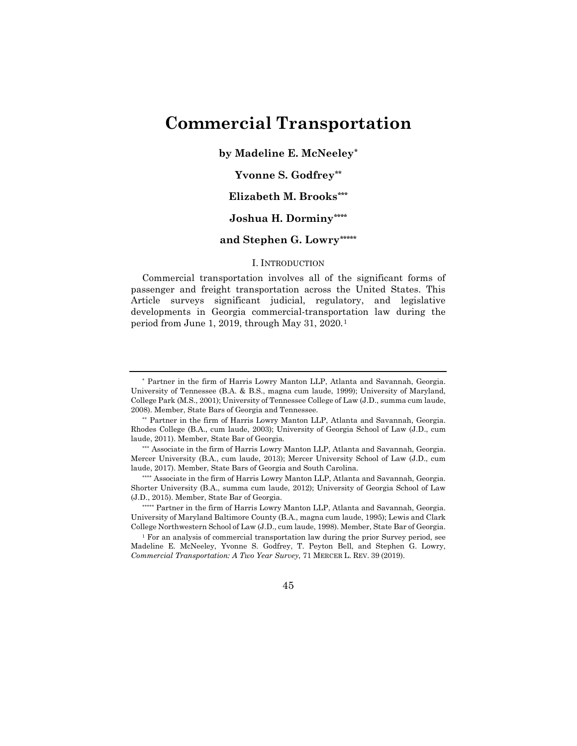# Commercial Transportation

**by Madeline E. McNeeley[*]**

**Yvonne S. Godfrey[**]**

**Elizabeth M. Brooks[***]**

**Joshua H. Dorminy[****]**

**and Stephen G. Lowry[*****]**

## I. INTRODUCTION

Commercial transportation involves all of the significant forms of passenger and freight transportation across the United States. This Article surveys significant judicial, regulatory, and legislative developments in Georgia commercial-transportation law during the period from June 1, 2019, through May 31, 2020.[1]

---

[*] Partner in the firm of Harris Lowry Manton LLP, Atlanta and Savannah, Georgia. University of Tennessee (B.A. & B.S., magna cum laude, 1999); University of Maryland, College Park (M.S., 2001); University of Tennessee College of Law (J.D., summa cum laude, 2008). Member, State Bars of Georgia and Tennessee.

[**] Partner in the firm of Harris Lowry Manton LLP, Atlanta and Savannah, Georgia. Rhodes College (B.A., cum laude, 2003); University of Georgia School of Law (J.D., cum laude, 2011). Member, State Bar of Georgia.

[***] Associate in the firm of Harris Lowry Manton LLP, Atlanta and Savannah, Georgia. Mercer University (B.A., cum laude, 2013); Mercer University School of Law (J.D., cum laude, 2017). Member, State Bars of Georgia and South Carolina.

[****] Associate in the firm of Harris Lowry Manton LLP, Atlanta and Savannah, Georgia. Shorter University (B.A., summa cum laude, 2012); University of Georgia School of Law (J.D., 2015). Member, State Bar of Georgia.

[*****] Partner in the firm of Harris Lowry Manton LLP, Atlanta and Savannah, Georgia. University of Maryland Baltimore County (B.A., magna cum laude, 1995); Lewis and Clark College Northwestern School of Law (J.D., cum laude, 1998). Member, State Bar of Georgia.

[1] For an analysis of commercial transportation law during the prior Survey period, see Madeline E. McNeeley, Yvonne S. Godfrey, T. Peyton Bell, and Stephen G. Lowry, *Commercial Transportation: A Two Year Survey*, 71 MERCER L. REV. 39 (2019).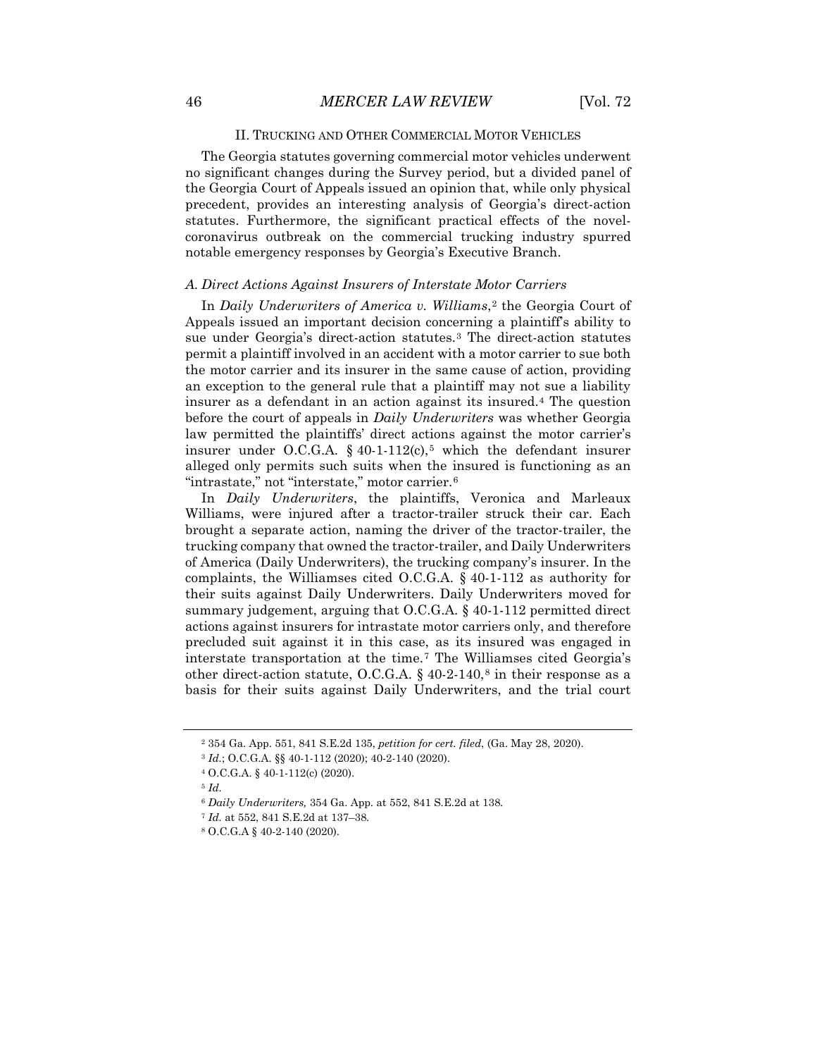## II. TRUCKING AND OTHER COMMERCIAL MOTOR VEHICLES

The Georgia statutes governing commercial motor vehicles underwent no significant changes during the Survey period, but a divided panel of the Georgia Court of Appeals issued an opinion that, while only physical precedent, provides an interesting analysis of Georgia's direct-action statutes. Furthermore, the significant practical effects of the novel-coronavirus outbreak on the commercial trucking industry spurred notable emergency responses by Georgia's Executive Branch.

### *A. Direct Actions Against Insurers of Interstate Motor Carriers*

In *Daily Underwriters of America v. Williams*,[2] the Georgia Court of Appeals issued an important decision concerning a plaintiff's ability to sue under Georgia's direct-action statutes.[3] The direct-action statutes permit a plaintiff involved in an accident with a motor carrier to sue both the motor carrier and its insurer in the same cause of action, providing an exception to the general rule that a plaintiff may not sue a liability insurer as a defendant in an action against its insured.[4] The question before the court of appeals in *Daily Underwriters* was whether Georgia law permitted the plaintiffs' direct actions against the motor carrier's insurer under O.C.G.A. § 40-1-112(c),[5] which the defendant insurer alleged only permits such suits when the insured is functioning as an "intrastate," not "interstate," motor carrier.[6]

In *Daily Underwriters*, the plaintiffs, Veronica and Marleaux Williams, were injured after a tractor-trailer struck their car. Each brought a separate action, naming the driver of the tractor-trailer, the trucking company that owned the tractor-trailer, and Daily Underwriters of America (Daily Underwriters), the trucking company's insurer. In the complaints, the Williamses cited O.C.G.A. § 40-1-112 as authority for their suits against Daily Underwriters. Daily Underwriters moved for summary judgement, arguing that O.C.G.A. § 40-1-112 permitted direct actions against insurers for intrastate motor carriers only, and therefore precluded suit against it in this case, as its insured was engaged in interstate transportation at the time.[7] The Williamses cited Georgia's other direct-action statute, O.C.G.A. § 40-2-140,[8] in their response as a basis for their suits against Daily Underwriters, and the trial court

---

[2] 354 Ga. App. 551, 841 S.E.2d 135, *petition for cert. filed*, (Ga. May 28, 2020).

[3] *Id.*; O.C.G.A. §§ 40-1-112 (2020); 40-2-140 (2020).

[4] O.C.G.A. § 40-1-112(c) (2020).

[5] *Id.*

[6] *Daily Underwriters,* 354 Ga. App. at 552, 841 S.E.2d at 138.

[7] *Id.* at 552, 841 S.E.2d at 137–38.

[8] O.C.G.A § 40-2-140 (2020).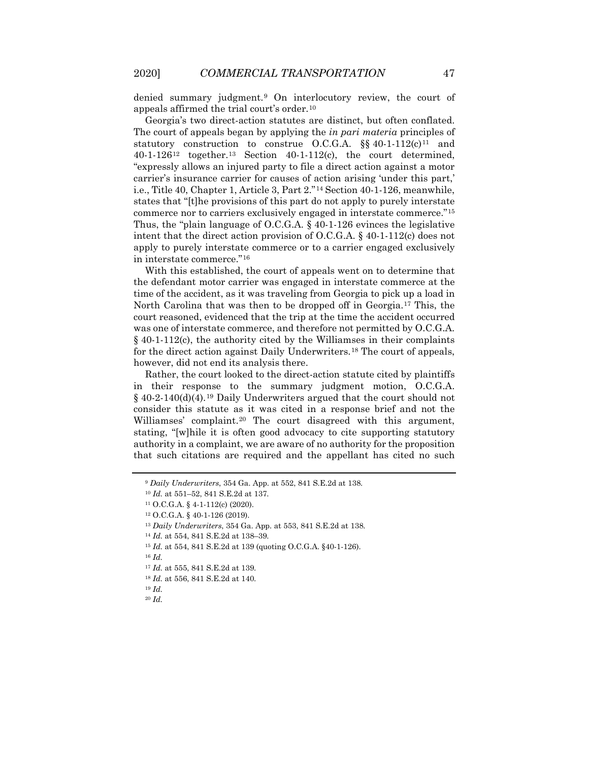denied summary judgment.[9] On interlocutory review, the court of appeals affirmed the trial court's order.[10]

Georgia's two direct-action statutes are distinct, but often conflated. The court of appeals began by applying the *in pari materia* principles of statutory construction to construe O.C.G.A. §§ 40-1-112(c)[11] and 40-1-126[12] together.[13] Section 40-1-112(c), the court determined, "expressly allows an injured party to file a direct action against a motor carrier's insurance carrier for causes of action arising 'under this part,' i.e., Title 40, Chapter 1, Article 3, Part 2."[14] Section 40-1-126, meanwhile, states that "[t]he provisions of this part do not apply to purely interstate commerce nor to carriers exclusively engaged in interstate commerce."[15] Thus, the "plain language of O.C.G.A. § 40-1-126 evinces the legislative intent that the direct action provision of O.C.G.A. § 40-1-112(c) does not apply to purely interstate commerce or to a carrier engaged exclusively in interstate commerce."[16]

With this established, the court of appeals went on to determine that the defendant motor carrier was engaged in interstate commerce at the time of the accident, as it was traveling from Georgia to pick up a load in North Carolina that was then to be dropped off in Georgia.[17] This, the court reasoned, evidenced that the trip at the time the accident occurred was one of interstate commerce, and therefore not permitted by O.C.G.A. § 40-1-112(c), the authority cited by the Williamses in their complaints for the direct action against Daily Underwriters.[18] The court of appeals, however, did not end its analysis there.

Rather, the court looked to the direct-action statute cited by plaintiffs in their response to the summary judgment motion, O.C.G.A. § 40-2-140(d)(4).[19] Daily Underwriters argued that the court should not consider this statute as it was cited in a response brief and not the Williamses' complaint.[20] The court disagreed with this argument, stating, "[w]hile it is often good advocacy to cite supporting statutory authority in a complaint, we are aware of no authority for the proposition that such citations are required and the appellant has cited no such

---

[9] *Daily Underwriters*, 354 Ga. App. at 552, 841 S.E.2d at 138.

[10] *Id.* at 551–52, 841 S.E.2d at 137.

[11] O.C.G.A. § 4-1-112(c) (2020).

[12] O.C.G.A. § 40-1-126 (2019).

[13] *Daily Underwriters*, 354 Ga. App. at 553, 841 S.E.2d at 138.

[14] *Id.* at 554, 841 S.E.2d at 138–39.

[15] *Id.* at 554, 841 S.E.2d at 139 (quoting O.C.G.A. §40-1-126).

[16] *Id.*

[17] *Id.* at 555, 841 S.E.2d at 139.

[18] *Id.* at 556, 841 S.E.2d at 140.

[19] *Id.*

[20] *Id.*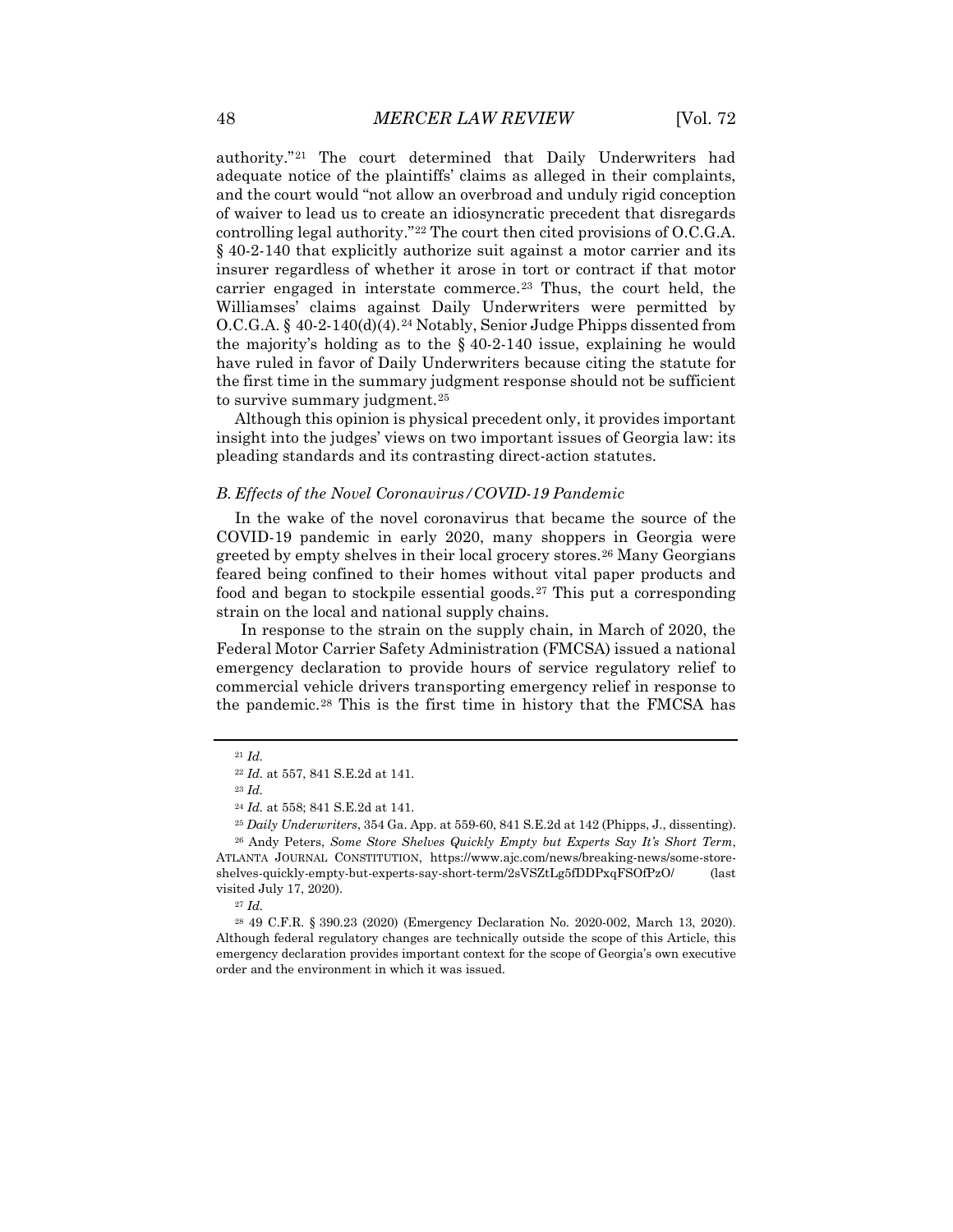authority."[21] The court determined that Daily Underwriters had adequate notice of the plaintiffs' claims as alleged in their complaints, and the court would "not allow an overbroad and unduly rigid conception of waiver to lead us to create an idiosyncratic precedent that disregards controlling legal authority."[22] The court then cited provisions of O.C.G.A. § 40-2-140 that explicitly authorize suit against a motor carrier and its insurer regardless of whether it arose in tort or contract if that motor carrier engaged in interstate commerce.[23] Thus, the court held, the Williamses' claims against Daily Underwriters were permitted by O.C.G.A. § 40-2-140(d)(4).[24] Notably, Senior Judge Phipps dissented from the majority's holding as to the § 40-2-140 issue, explaining he would have ruled in favor of Daily Underwriters because citing the statute for the first time in the summary judgment response should not be sufficient to survive summary judgment.[25]

Although this opinion is physical precedent only, it provides important insight into the judges' views on two important issues of Georgia law: its pleading standards and its contrasting direct-action statutes.

### *B. Effects of the Novel Coronavirus/COVID-19 Pandemic*

In the wake of the novel coronavirus that became the source of the COVID-19 pandemic in early 2020, many shoppers in Georgia were greeted by empty shelves in their local grocery stores.[26] Many Georgians feared being confined to their homes without vital paper products and food and began to stockpile essential goods.[27] This put a corresponding strain on the local and national supply chains.

In response to the strain on the supply chain, in March of 2020, the Federal Motor Carrier Safety Administration (FMCSA) issued a national emergency declaration to provide hours of service regulatory relief to commercial vehicle drivers transporting emergency relief in response to the pandemic.[28] This is the first time in history that the FMCSA has

---

[21] *Id.*

[22] *Id.* at 557, 841 S.E.2d at 141.

[23] *Id.*

[24] *Id.* at 558; 841 S.E.2d at 141.

[25] *Daily Underwriters*, 354 Ga. App. at 559-60, 841 S.E.2d at 142 (Phipps, J., dissenting).

[26] Andy Peters, *Some Store Shelves Quickly Empty but Experts Say It's Short Term*, ATLANTA JOURNAL CONSTITUTION, https://www.ajc.com/news/breaking-news/some-store-shelves-quickly-empty-but-experts-say-short-term/2sVSZtLg5fDDPxqFSOfPzO/ (last visited July 17, 2020).

[27] *Id.*

[28] 49 C.F.R. § 390.23 (2020) (Emergency Declaration No. 2020-002, March 13, 2020). Although federal regulatory changes are technically outside the scope of this Article, this emergency declaration provides important context for the scope of Georgia's own executive order and the environment in which it was issued.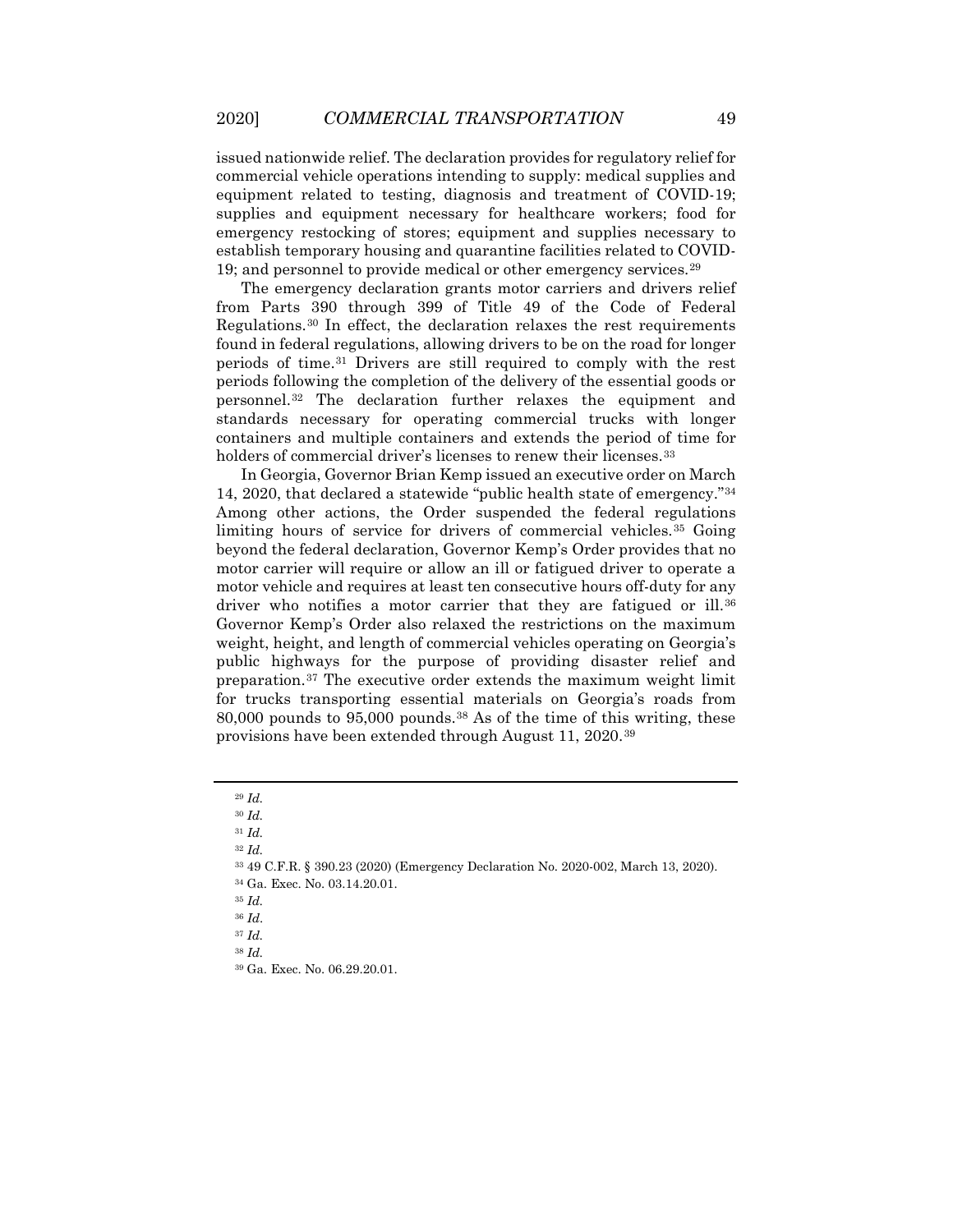issued nationwide relief. The declaration provides for regulatory relief for commercial vehicle operations intending to supply: medical supplies and equipment related to testing, diagnosis and treatment of COVID-19; supplies and equipment necessary for healthcare workers; food for emergency restocking of stores; equipment and supplies necessary to establish temporary housing and quarantine facilities related to COVID-19; and personnel to provide medical or other emergency services.[29]

The emergency declaration grants motor carriers and drivers relief from Parts 390 through 399 of Title 49 of the Code of Federal Regulations.[30] In effect, the declaration relaxes the rest requirements found in federal regulations, allowing drivers to be on the road for longer periods of time.[31] Drivers are still required to comply with the rest periods following the completion of the delivery of the essential goods or personnel.[32] The declaration further relaxes the equipment and standards necessary for operating commercial trucks with longer containers and multiple containers and extends the period of time for holders of commercial driver's licenses to renew their licenses.[33]

In Georgia, Governor Brian Kemp issued an executive order on March 14, 2020, that declared a statewide "public health state of emergency."[34] Among other actions, the Order suspended the federal regulations limiting hours of service for drivers of commercial vehicles.[35] Going beyond the federal declaration, Governor Kemp's Order provides that no motor carrier will require or allow an ill or fatigued driver to operate a motor vehicle and requires at least ten consecutive hours off-duty for any driver who notifies a motor carrier that they are fatigued or ill.[36] Governor Kemp's Order also relaxed the restrictions on the maximum weight, height, and length of commercial vehicles operating on Georgia's public highways for the purpose of providing disaster relief and preparation.[37] The executive order extends the maximum weight limit for trucks transporting essential materials on Georgia's roads from 80,000 pounds to 95,000 pounds.[38] As of the time of this writing, these provisions have been extended through August 11, 2020.[39]

---

[29] *Id.*

[30] *Id.*

[31] *Id.*

[32] *Id.*

[33] 49 C.F.R. § 390.23 (2020) (Emergency Declaration No. 2020-002, March 13, 2020).

[34] Ga. Exec. No. 03.14.20.01.

[35] *Id.*

[36] *Id.*

[37] *Id.*

[38] *Id.*

[39] Ga. Exec. No. 06.29.20.01.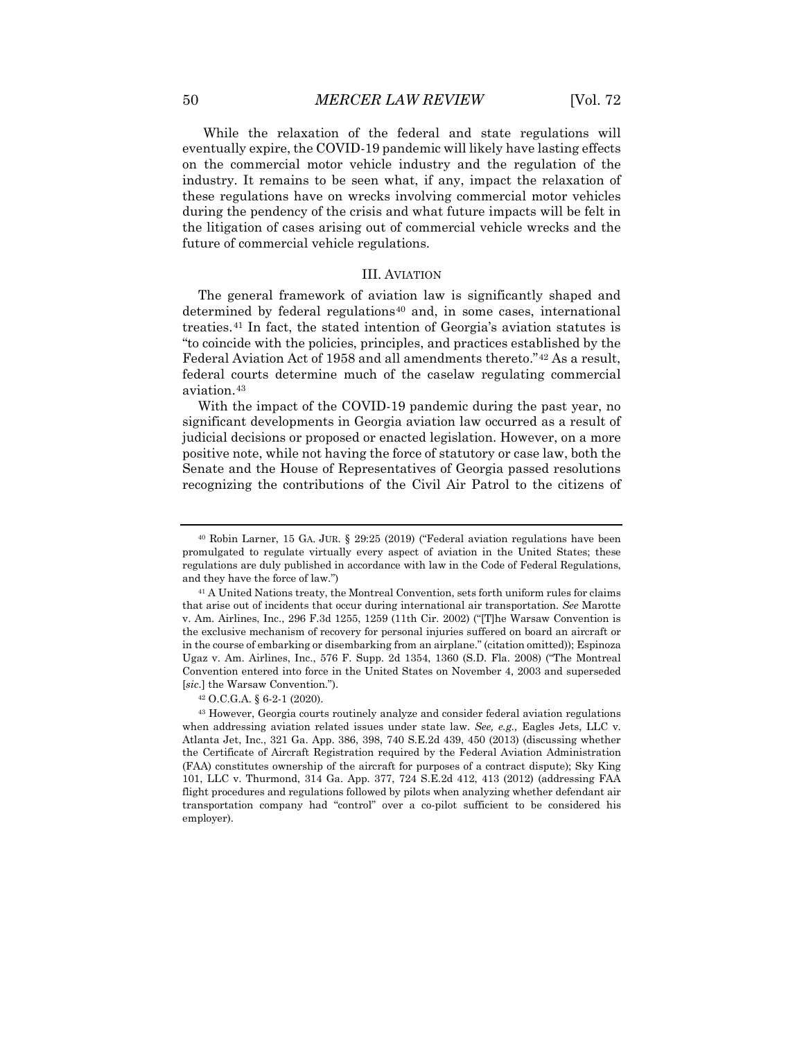While the relaxation of the federal and state regulations will eventually expire, the COVID-19 pandemic will likely have lasting effects on the commercial motor vehicle industry and the regulation of the industry. It remains to be seen what, if any, impact the relaxation of these regulations have on wrecks involving commercial motor vehicles during the pendency of the crisis and what future impacts will be felt in the litigation of cases arising out of commercial vehicle wrecks and the future of commercial vehicle regulations.

## III. AVIATION

The general framework of aviation law is significantly shaped and determined by federal regulations[40] and, in some cases, international treaties.[41] In fact, the stated intention of Georgia's aviation statutes is "to coincide with the policies, principles, and practices established by the Federal Aviation Act of 1958 and all amendments thereto."[42] As a result, federal courts determine much of the caselaw regulating commercial aviation.[43]

With the impact of the COVID-19 pandemic during the past year, no significant developments in Georgia aviation law occurred as a result of judicial decisions or proposed or enacted legislation. However, on a more positive note, while not having the force of statutory or case law, both the Senate and the House of Representatives of Georgia passed resolutions recognizing the contributions of the Civil Air Patrol to the citizens of

---

[40] Robin Larner, 15 GA. JUR. § 29:25 (2019) ("Federal aviation regulations have been promulgated to regulate virtually every aspect of aviation in the United States; these regulations are duly published in accordance with law in the Code of Federal Regulations, and they have the force of law.")

[41] A United Nations treaty, the Montreal Convention, sets forth uniform rules for claims that arise out of incidents that occur during international air transportation. *See* Marotte v. Am. Airlines, Inc., 296 F.3d 1255, 1259 (11th Cir. 2002) ("[T]he Warsaw Convention is the exclusive mechanism of recovery for personal injuries suffered on board an aircraft or in the course of embarking or disembarking from an airplane." (citation omitted)); Espinoza Ugaz v. Am. Airlines, Inc., 576 F. Supp. 2d 1354, 1360 (S.D. Fla. 2008) ("The Montreal Convention entered into force in the United States on November 4, 2003 and superseded [*sic.*] the Warsaw Convention.").

[42] O.C.G.A. § 6-2-1 (2020).

[43] However, Georgia courts routinely analyze and consider federal aviation regulations when addressing aviation related issues under state law. *See, e.g.,* Eagles Jets, LLC v. Atlanta Jet, Inc., 321 Ga. App. 386, 398, 740 S.E.2d 439, 450 (2013) (discussing whether the Certificate of Aircraft Registration required by the Federal Aviation Administration (FAA) constitutes ownership of the aircraft for purposes of a contract dispute); Sky King 101, LLC v. Thurmond, 314 Ga. App. 377, 724 S.E.2d 412, 413 (2012) (addressing FAA flight procedures and regulations followed by pilots when analyzing whether defendant air transportation company had "control" over a co-pilot sufficient to be considered his employer).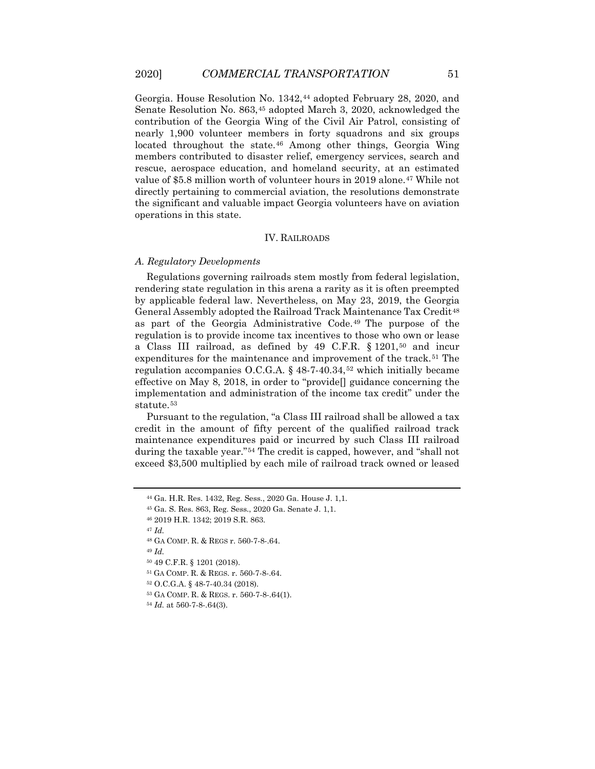Georgia. House Resolution No. 1342,[44] adopted February 28, 2020, and Senate Resolution No. 863,[45] adopted March 3, 2020, acknowledged the contribution of the Georgia Wing of the Civil Air Patrol, consisting of nearly 1,900 volunteer members in forty squadrons and six groups located throughout the state.[46] Among other things, Georgia Wing members contributed to disaster relief, emergency services, search and rescue, aerospace education, and homeland security, at an estimated value of $5.8 million worth of volunteer hours in 2019 alone.[47] While not directly pertaining to commercial aviation, the resolutions demonstrate the significant and valuable impact Georgia volunteers have on aviation operations in this state.

## IV. RAILROADS

### *A. Regulatory Developments*

Regulations governing railroads stem mostly from federal legislation, rendering state regulation in this arena a rarity as it is often preempted by applicable federal law. Nevertheless, on May 23, 2019, the Georgia General Assembly adopted the Railroad Track Maintenance Tax Credit[48] as part of the Georgia Administrative Code.[49] The purpose of the regulation is to provide income tax incentives to those who own or lease a Class III railroad, as defined by 49 C.F.R. § 1201,[50] and incur expenditures for the maintenance and improvement of the track.[51] The regulation accompanies O.C.G.A. § 48-7-40.34,[52] which initially became effective on May 8, 2018, in order to "provide[] guidance concerning the implementation and administration of the income tax credit" under the statute.[53]

Pursuant to the regulation, "a Class III railroad shall be allowed a tax credit in the amount of fifty percent of the qualified railroad track maintenance expenditures paid or incurred by such Class III railroad during the taxable year."[54] The credit is capped, however, and "shall not exceed $3,500 multiplied by each mile of railroad track owned or leased

---

[44] Ga. H.R. Res. 1432, Reg. Sess., 2020 Ga. House J. 1,1.

[45] Ga. S. Res. 863, Reg. Sess., 2020 Ga. Senate J. 1,1.

[46] 2019 H.R. 1342; 2019 S.R. 863.

[47] *Id.*

[48] GA COMP. R. & REGS r. 560-7-8-.64.

[49] *Id.*

[50] 49 C.F.R. § 1201 (2018).

[51] GA COMP. R. & REGS. r. 560-7-8-.64.

[52] O.C.G.A. § 48-7-40.34 (2018).

[53] GA COMP. R. & REGS. r. 560-7-8-.64(1).

[54] *Id.* at 560-7-8-.64(3).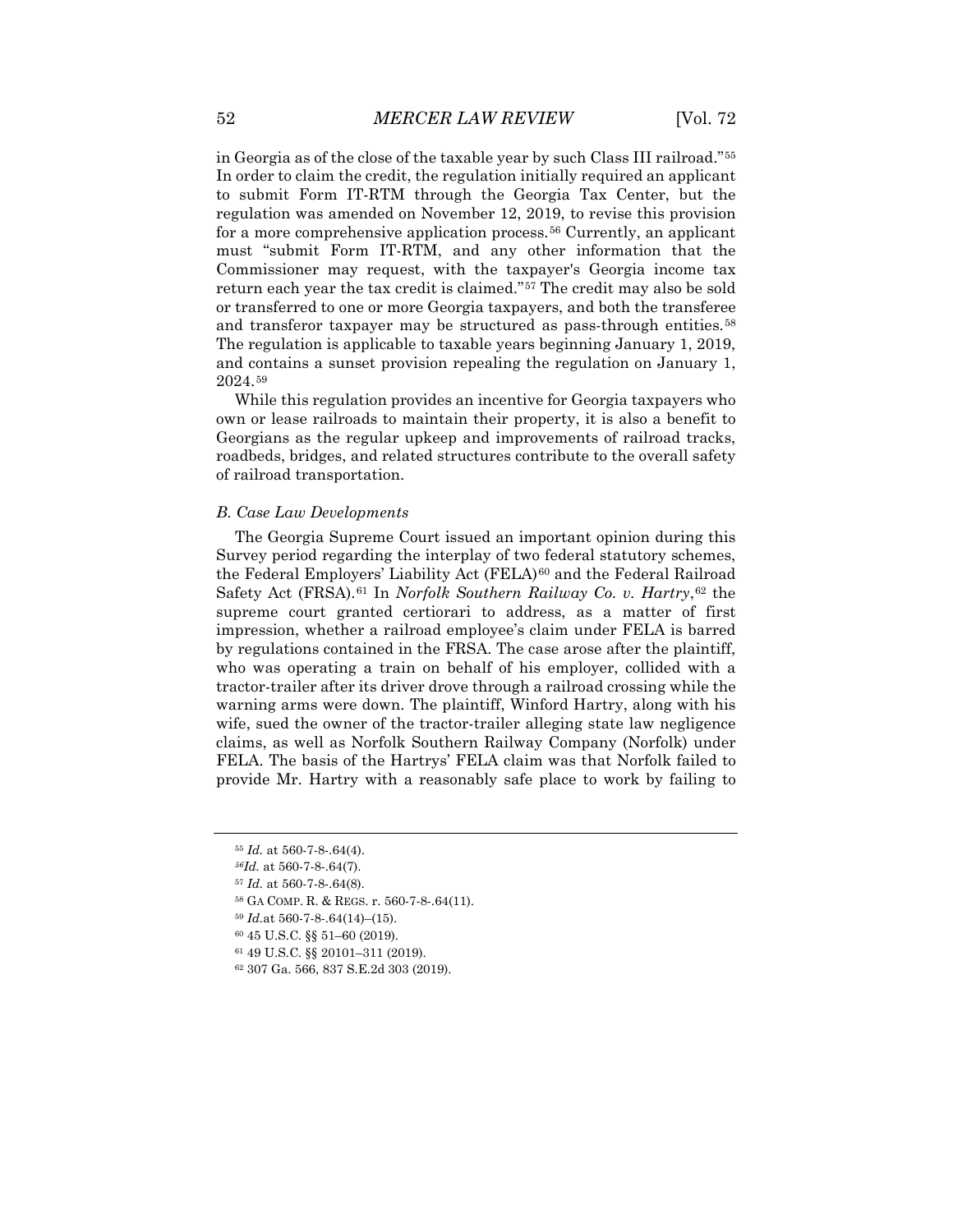in Georgia as of the close of the taxable year by such Class III railroad."[55] In order to claim the credit, the regulation initially required an applicant to submit Form IT-RTM through the Georgia Tax Center, but the regulation was amended on November 12, 2019, to revise this provision for a more comprehensive application process.[56] Currently, an applicant must "submit Form IT-RTM, and any other information that the Commissioner may request, with the taxpayer's Georgia income tax return each year the tax credit is claimed."[57] The credit may also be sold or transferred to one or more Georgia taxpayers, and both the transferee and transferor taxpayer may be structured as pass-through entities.[58] The regulation is applicable to taxable years beginning January 1, 2019, and contains a sunset provision repealing the regulation on January 1, 2024.[59]

While this regulation provides an incentive for Georgia taxpayers who own or lease railroads to maintain their property, it is also a benefit to Georgians as the regular upkeep and improvements of railroad tracks, roadbeds, bridges, and related structures contribute to the overall safety of railroad transportation.

### *B. Case Law Developments*

The Georgia Supreme Court issued an important opinion during this Survey period regarding the interplay of two federal statutory schemes, the Federal Employers' Liability Act (FELA)[60] and the Federal Railroad Safety Act (FRSA).[61] In *Norfolk Southern Railway Co. v. Hartry*,[62] the supreme court granted certiorari to address, as a matter of first impression, whether a railroad employee's claim under FELA is barred by regulations contained in the FRSA. The case arose after the plaintiff, who was operating a train on behalf of his employer, collided with a tractor-trailer after its driver drove through a railroad crossing while the warning arms were down. The plaintiff, Winford Hartry, along with his wife, sued the owner of the tractor-trailer alleging state law negligence claims, as well as Norfolk Southern Railway Company (Norfolk) under FELA. The basis of the Hartrys' FELA claim was that Norfolk failed to provide Mr. Hartry with a reasonably safe place to work by failing to

---

[55] *Id.* at 560-7-8-.64(4).

[56] *Id.* at 560-7-8-.64(7).

[57] *Id.* at 560-7-8-.64(8).

[58] GA COMP. R. & REGS. r. 560-7-8-.64(11).

[59] *Id.* at 560-7-8-.64(14)–(15).

[60] 45 U.S.C. §§ 51–60 (2019).

[61] 49 U.S.C. §§ 20101–311 (2019).

[62] 307 Ga. 566, 837 S.E.2d 303 (2019).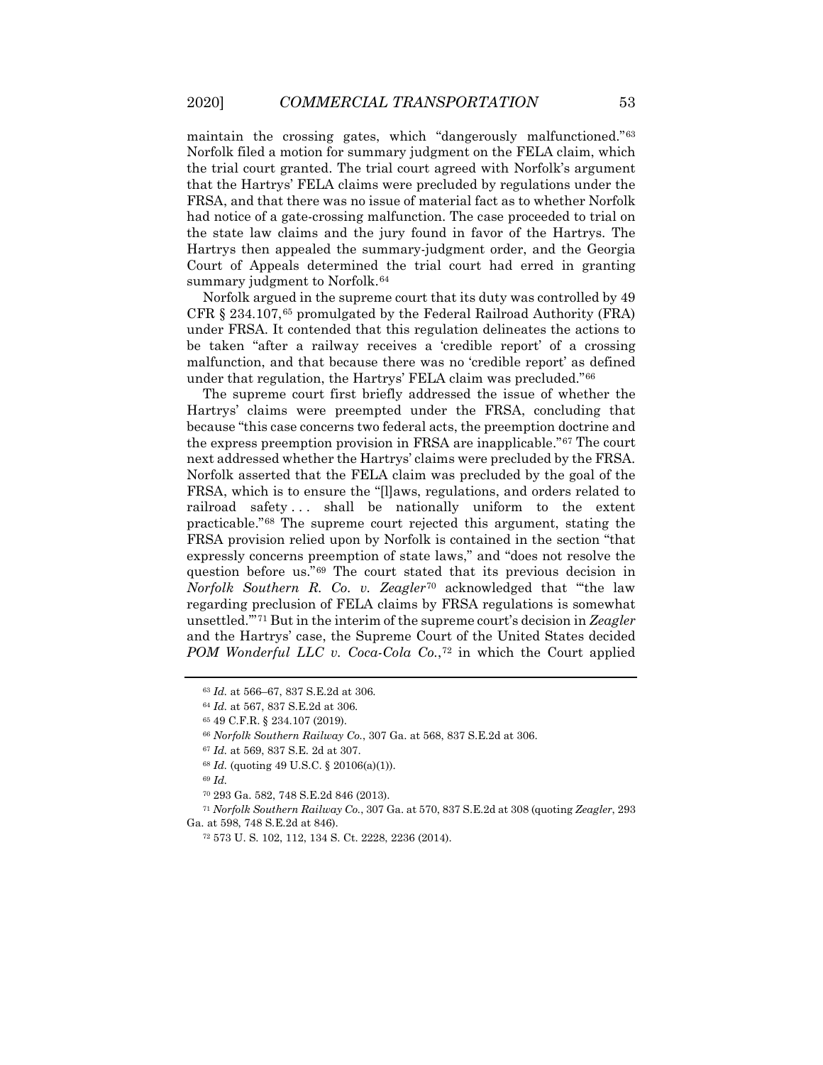maintain the crossing gates, which "dangerously malfunctioned."[63] Norfolk filed a motion for summary judgment on the FELA claim, which the trial court granted. The trial court agreed with Norfolk's argument that the Hartrys' FELA claims were precluded by regulations under the FRSA, and that there was no issue of material fact as to whether Norfolk had notice of a gate-crossing malfunction. The case proceeded to trial on the state law claims and the jury found in favor of the Hartrys. The Hartrys then appealed the summary-judgment order, and the Georgia Court of Appeals determined the trial court had erred in granting summary judgment to Norfolk.[64]

Norfolk argued in the supreme court that its duty was controlled by 49 CFR § 234.107,[65] promulgated by the Federal Railroad Authority (FRA) under FRSA. It contended that this regulation delineates the actions to be taken "after a railway receives a 'credible report' of a crossing malfunction, and that because there was no 'credible report' as defined under that regulation, the Hartrys' FELA claim was precluded."[66]

The supreme court first briefly addressed the issue of whether the Hartrys' claims were preempted under the FRSA, concluding that because "this case concerns two federal acts, the preemption doctrine and the express preemption provision in FRSA are inapplicable."[67] The court next addressed whether the Hartrys' claims were precluded by the FRSA. Norfolk asserted that the FELA claim was precluded by the goal of the FRSA, which is to ensure the "[l]aws, regulations, and orders related to railroad safety . . . shall be nationally uniform to the extent practicable."[68] The supreme court rejected this argument, stating the FRSA provision relied upon by Norfolk is contained in the section "that expressly concerns preemption of state laws," and "does not resolve the question before us."[69] The court stated that its previous decision in *Norfolk Southern R. Co. v. Zeagler*[70] acknowledged that "'the law regarding preclusion of FELA claims by FRSA regulations is somewhat unsettled.'"[71] But in the interim of the supreme court's decision in *Zeagler* and the Hartrys' case, the Supreme Court of the United States decided *POM Wonderful LLC v. Coca-Cola Co.*,[72] in which the Court applied

---

[63] *Id.* at 566–67, 837 S.E.2d at 306.

[64] *Id.* at 567, 837 S.E.2d at 306.

[65] 49 C.F.R. § 234.107 (2019).

[66] *Norfolk Southern Railway Co.*, 307 Ga. at 568, 837 S.E.2d at 306.

[67] *Id.* at 569, 837 S.E. 2d at 307.

[68] *Id.* (quoting 49 U.S.C. § 20106(a)(1)).

[69] *Id.*

[70] 293 Ga. 582, 748 S.E.2d 846 (2013).

[71] *Norfolk Southern Railway Co.*, 307 Ga. at 570, 837 S.E.2d at 308 (quoting *Zeagler*, 293 Ga. at 598, 748 S.E.2d at 846).

[72] 573 U. S. 102, 112, 134 S. Ct. 2228, 2236 (2014).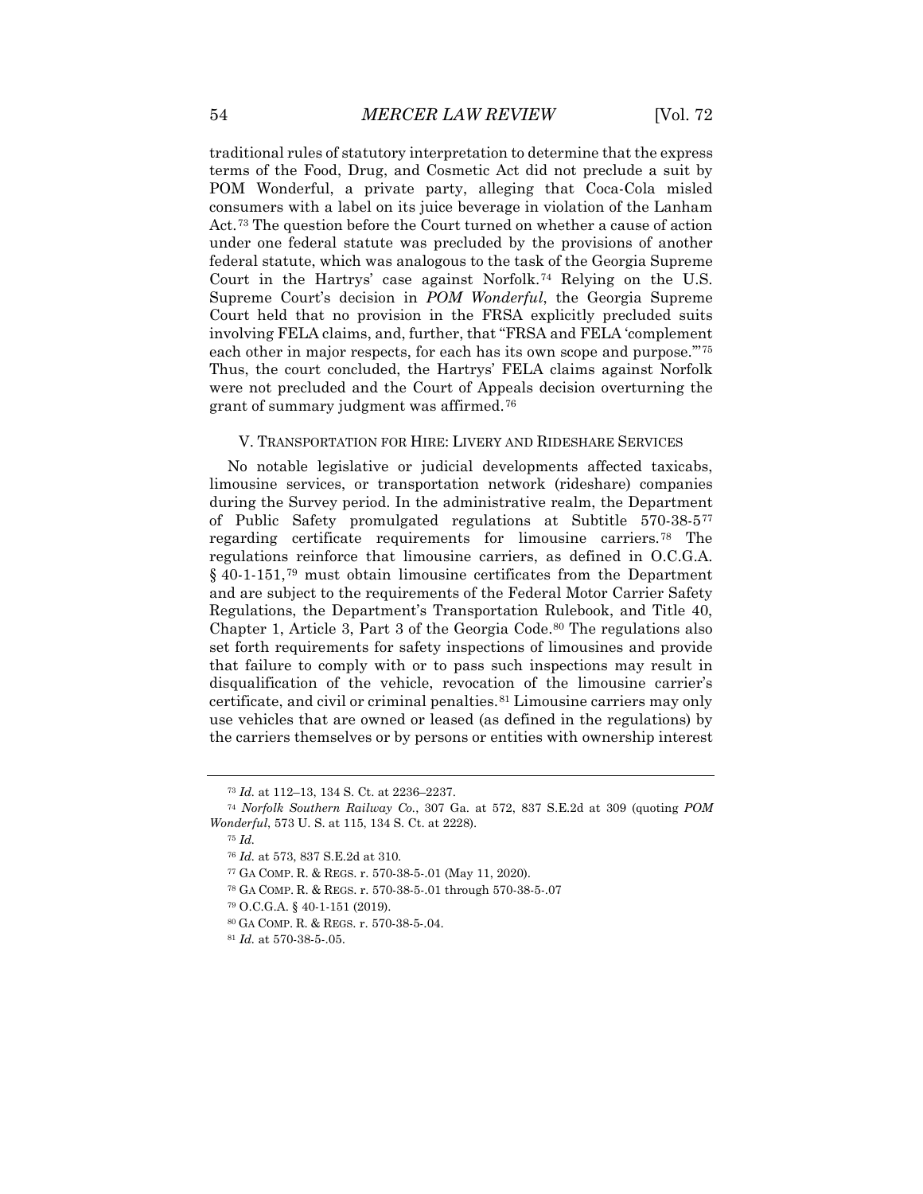traditional rules of statutory interpretation to determine that the express terms of the Food, Drug, and Cosmetic Act did not preclude a suit by POM Wonderful, a private party, alleging that Coca-Cola misled consumers with a label on its juice beverage in violation of the Lanham Act.[73] The question before the Court turned on whether a cause of action under one federal statute was precluded by the provisions of another federal statute, which was analogous to the task of the Georgia Supreme Court in the Hartrys' case against Norfolk.[74] Relying on the U.S. Supreme Court's decision in *POM Wonderful*, the Georgia Supreme Court held that no provision in the FRSA explicitly precluded suits involving FELA claims, and, further, that "FRSA and FELA 'complement each other in major respects, for each has its own scope and purpose.'"[75] Thus, the court concluded, the Hartrys' FELA claims against Norfolk were not precluded and the Court of Appeals decision overturning the grant of summary judgment was affirmed.[76]

## V. TRANSPORTATION FOR HIRE: LIVERY AND RIDESHARE SERVICES

No notable legislative or judicial developments affected taxicabs, limousine services, or transportation network (rideshare) companies during the Survey period. In the administrative realm, the Department of Public Safety promulgated regulations at Subtitle 570-38-5[77] regarding certificate requirements for limousine carriers.[78] The regulations reinforce that limousine carriers, as defined in O.C.G.A. § 40-1-151,[79] must obtain limousine certificates from the Department and are subject to the requirements of the Federal Motor Carrier Safety Regulations, the Department's Transportation Rulebook, and Title 40, Chapter 1, Article 3, Part 3 of the Georgia Code.[80] The regulations also set forth requirements for safety inspections of limousines and provide that failure to comply with or to pass such inspections may result in disqualification of the vehicle, revocation of the limousine carrier's certificate, and civil or criminal penalties.[81] Limousine carriers may only use vehicles that are owned or leased (as defined in the regulations) by the carriers themselves or by persons or entities with ownership interest

---

[73] *Id.* at 112–13, 134 S. Ct. at 2236–2237.

[74] *Norfolk Southern Railway Co.*, 307 Ga. at 572, 837 S.E.2d at 309 (quoting *POM Wonderful*, 573 U. S. at 115, 134 S. Ct. at 2228).

[75] *Id.*

[76] *Id.* at 573, 837 S.E.2d at 310.

[77] GA COMP. R. & REGS. r. 570-38-5-.01 (May 11, 2020).

[78] GA COMP. R. & REGS. r. 570-38-5-.01 through 570-38-5-.07

[79] O.C.G.A. § 40-1-151 (2019).

[80] GA COMP. R. & REGS. r. 570-38-5-.04.

[81] *Id.* at 570-38-5-.05.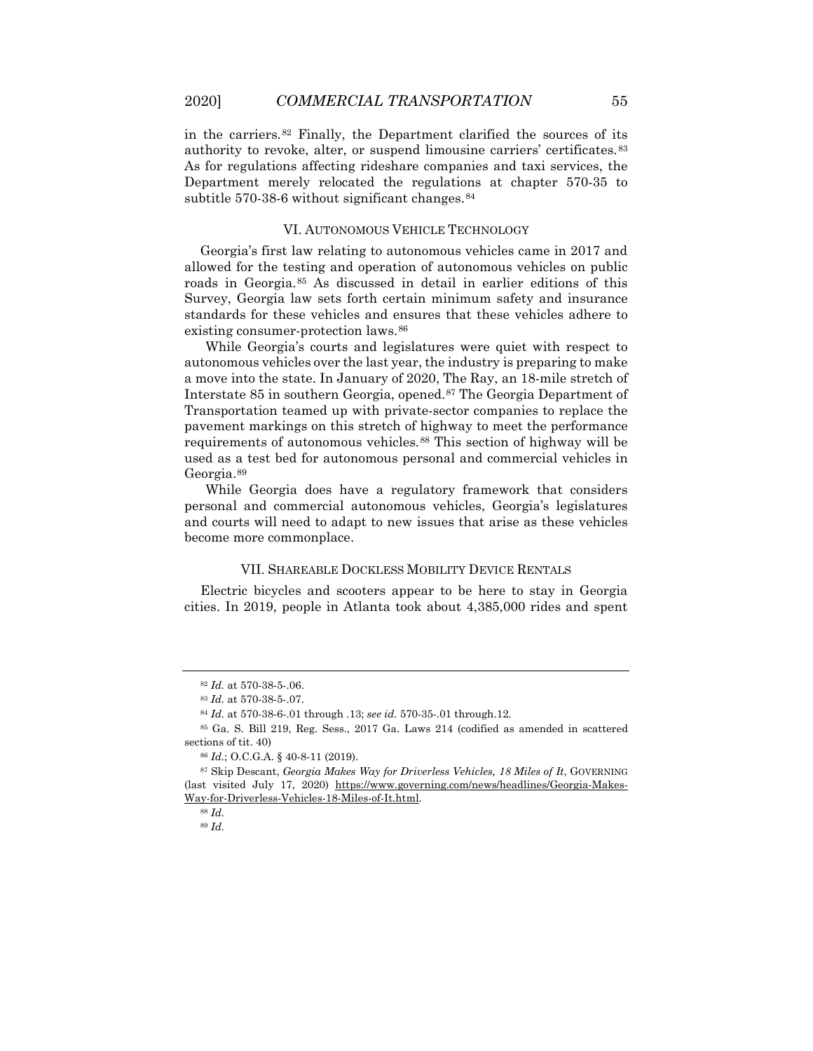in the carriers.[82] Finally, the Department clarified the sources of its authority to revoke, alter, or suspend limousine carriers' certificates.[83] As for regulations affecting rideshare companies and taxi services, the Department merely relocated the regulations at chapter 570-35 to subtitle 570-38-6 without significant changes.[84]

## VI. AUTONOMOUS VEHICLE TECHNOLOGY

Georgia's first law relating to autonomous vehicles came in 2017 and allowed for the testing and operation of autonomous vehicles on public roads in Georgia.[85] As discussed in detail in earlier editions of this Survey, Georgia law sets forth certain minimum safety and insurance standards for these vehicles and ensures that these vehicles adhere to existing consumer-protection laws.[86]

While Georgia's courts and legislatures were quiet with respect to autonomous vehicles over the last year, the industry is preparing to make a move into the state. In January of 2020, The Ray, an 18-mile stretch of Interstate 85 in southern Georgia, opened.[87] The Georgia Department of Transportation teamed up with private-sector companies to replace the pavement markings on this stretch of highway to meet the performance requirements of autonomous vehicles.[88] This section of highway will be used as a test bed for autonomous personal and commercial vehicles in Georgia.[89]

While Georgia does have a regulatory framework that considers personal and commercial autonomous vehicles, Georgia's legislatures and courts will need to adapt to new issues that arise as these vehicles become more commonplace.

## VII. SHAREABLE DOCKLESS MOBILITY DEVICE RENTALS

Electric bicycles and scooters appear to be here to stay in Georgia cities. In 2019, people in Atlanta took about 4,385,000 rides and spent

---

[82] *Id.* at 570-38-5-.06.

[83] *Id.* at 570-38-5-.07.

[84] *Id.* at 570-38-6-.01 through .13; *see id.* 570-35-.01 through.12.

[85] Ga. S. Bill 219, Reg. Sess., 2017 Ga. Laws 214 (codified as amended in scattered sections of tit. 40)

[86] *Id.*; O.C.G.A. § 40-8-11 (2019).

[87] Skip Descant, *Georgia Makes Way for Driverless Vehicles, 18 Miles of It*, GOVERNING (last visited July 17, 2020) https://www.governing.com/news/headlines/Georgia-Makes-Way-for-Driverless-Vehicles-18-Miles-of-It.html.

[88] *Id.*

[89] *Id.*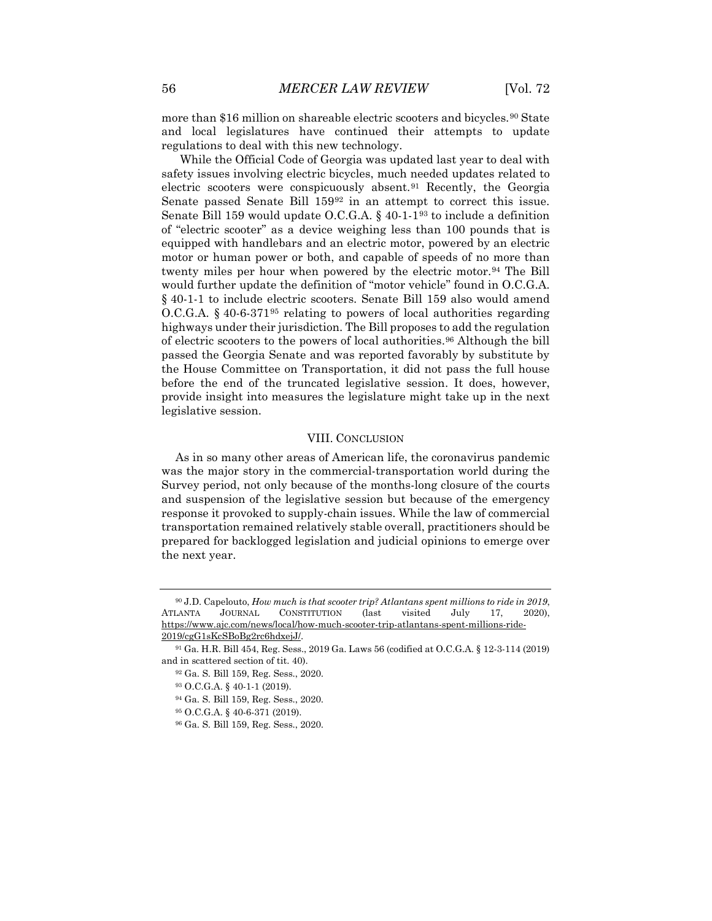more than $16 million on shareable electric scooters and bicycles.[90] State and local legislatures have continued their attempts to update regulations to deal with this new technology.

While the Official Code of Georgia was updated last year to deal with safety issues involving electric bicycles, much needed updates related to electric scooters were conspicuously absent.[91] Recently, the Georgia Senate passed Senate Bill 159[92] in an attempt to correct this issue. Senate Bill 159 would update O.C.G.A. § 40-1-1[93] to include a definition of "electric scooter" as a device weighing less than 100 pounds that is equipped with handlebars and an electric motor, powered by an electric motor or human power or both, and capable of speeds of no more than twenty miles per hour when powered by the electric motor.[94] The Bill would further update the definition of "motor vehicle" found in O.C.G.A. § 40-1-1 to include electric scooters. Senate Bill 159 also would amend O.C.G.A. § 40-6-371[95] relating to powers of local authorities regarding highways under their jurisdiction. The Bill proposes to add the regulation of electric scooters to the powers of local authorities.[96] Although the bill passed the Georgia Senate and was reported favorably by substitute by the House Committee on Transportation, it did not pass the full house before the end of the truncated legislative session. It does, however, provide insight into measures the legislature might take up in the next legislative session.

## VIII. Conclusion

As in so many other areas of American life, the coronavirus pandemic was the major story in the commercial-transportation world during the Survey period, not only because of the months-long closure of the courts and suspension of the legislative session but because of the emergency response it provoked to supply-chain issues. While the law of commercial transportation remained relatively stable overall, practitioners should be prepared for backlogged legislation and judicial opinions to emerge over the next year.

---

[90] J.D. Capelouto, *How much is that scooter trip? Atlantans spent millions to ride in 2019*, Atlanta Journal Constitution (last visited July 17, 2020), https://www.ajc.com/news/local/how-much-scooter-trip-atlantans-spent-millions-ride-2019/cgG1sKcSBoBg2rc6hdxejJ/.

[91] Ga. H.R. Bill 454, Reg. Sess., 2019 Ga. Laws 56 (codified at O.C.G.A. § 12-3-114 (2019) and in scattered section of tit. 40).

[92] Ga. S. Bill 159, Reg. Sess., 2020.

[93] O.C.G.A. § 40-1-1 (2019).

[94] Ga. S. Bill 159, Reg. Sess., 2020.

[95] O.C.G.A. § 40-6-371 (2019).

[96] Ga. S. Bill 159, Reg. Sess., 2020.